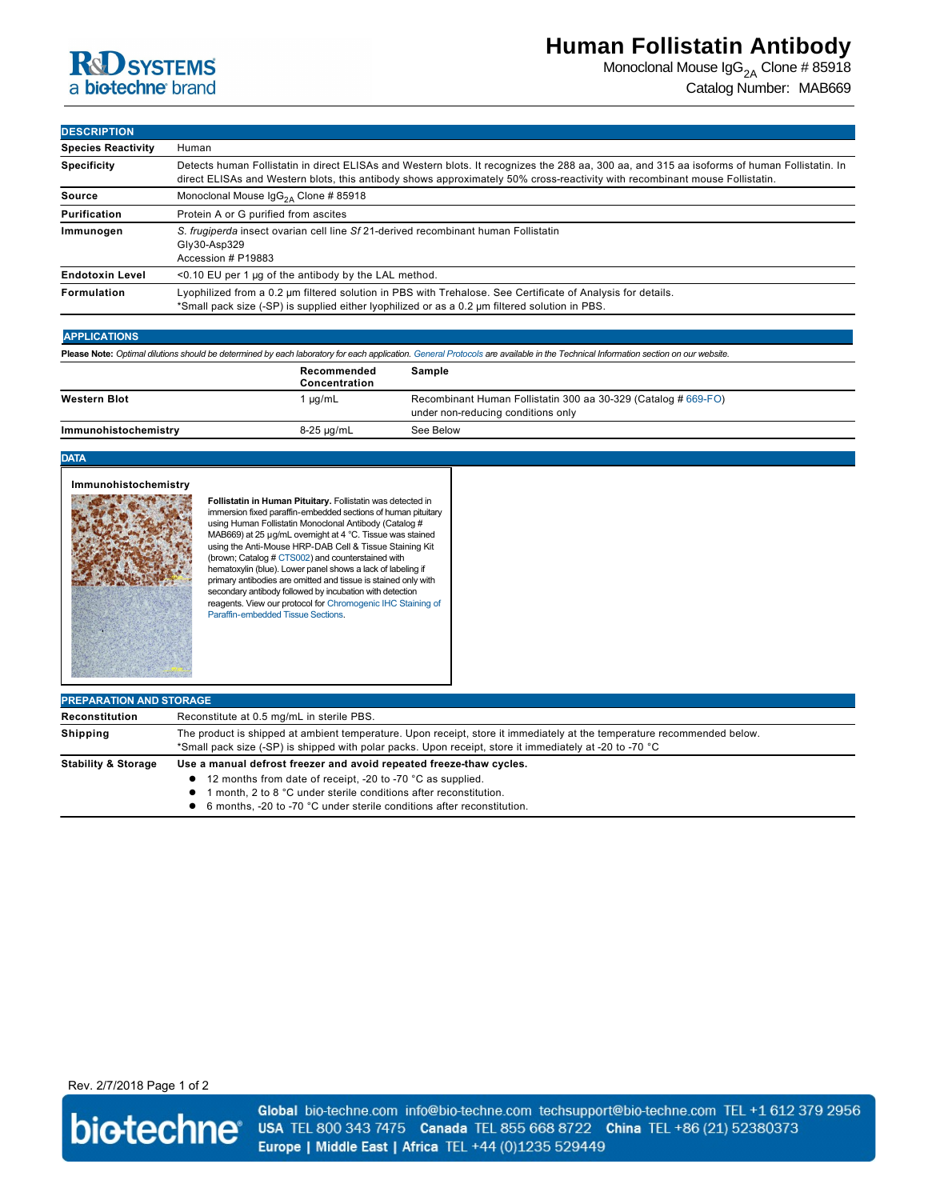# Human Follistatin Antibody

Monoclonal Mouse $IgG_{2A}$ Clone # 85918

Catalog Number: MAB669

## DESCRIPTION

| | |
|---|---|
| **Species Reactivity** | Human |
| **Specificity** | Detects human Follistatin in direct ELISAs and Western blots. It recognizes the 288 aa, 300 aa, and 315 aa isoforms of human Follistatin. In direct ELISAs and Western blots, this antibody shows approximately 50% cross-reactivity with recombinant mouse Follistatin. |
| **Source** | Monoclonal Mouse $IgG_{2A}$ Clone # 85918 |
| **Purification** | Protein A or G purified from ascites |
| **Immunogen** | *S. frugiperda* insect ovarian cell line *Sf* 21-derived recombinant human Follistatin<br>Gly30-Asp329<br>Accession # P19883 |
| **Endotoxin Level** | <0.10 EU per 1 μg of the antibody by the LAL method. |
| **Formulation** | Lyophilized from a 0.2 μm filtered solution in PBS with Trehalose. See Certificate of Analysis for details.<br>*Small pack size (-SP) is supplied either lyophilized or as a 0.2 μm filtered solution in PBS. |

## APPLICATIONS

**Please Note:** *Optimal dilutions should be determined by each laboratory for each application. General Protocols are available in the Technical Information section on our website.*

| | Recommended Concentration | Sample |
|---|---|---|
| **Western Blot** | 1 μg/mL | Recombinant Human Follistatin 300 aa 30-329 (Catalog # 669-FO) under non-reducing conditions only |
| **Immunohistochemistry** | 8-25 μg/mL | See Below |

## DATA

### Immunohistochemistry

**Follistatin in Human Pituitary.** Follistatin was detected in immersion fixed paraffin-embedded sections of human pituitary using Human Follistatin Monoclonal Antibody (Catalog # MAB669) at 25 μg/mL overnight at 4 °C. Tissue was stained using the Anti-Mouse HRP-DAB Cell & Tissue Staining Kit (brown; Catalog # CTS002) and counterstained with hematoxylin (blue). Lower panel shows a lack of labeling if primary antibodies are omitted and tissue is stained only with secondary antibody followed by incubation with detection reagents. View our protocol for Chromogenic IHC Staining of Paraffin-embedded Tissue Sections.

## PREPARATION AND STORAGE

| | |
|---|---|
| **Reconstitution** | Reconstitute at 0.5 mg/mL in sterile PBS. |
| **Shipping** | The product is shipped at ambient temperature. Upon receipt, store it immediately at the temperature recommended below.<br>*Small pack size (-SP) is shipped with polar packs. Upon receipt, store it immediately at -20 to -70 °C |
| **Stability & Storage** | **Use a manual defrost freezer and avoid repeated freeze-thaw cycles.**<br>● 12 months from date of receipt, -20 to -70 °C as supplied.<br>● 1 month, 2 to 8 °C under sterile conditions after reconstitution.<br>● 6 months, -20 to -70 °C under sterile conditions after reconstitution. |

Rev. 2/7/2018

**Global** bio-techne.com info@bio-techne.com techsupport@bio-techne.com TEL +1 612 379 2956
**USA** TEL 800 343 7475 **Canada** TEL 855 668 8722 **China** TEL +86 (21) 52380373
**Europe | Middle East | Africa** TEL +44 (0)1235 529449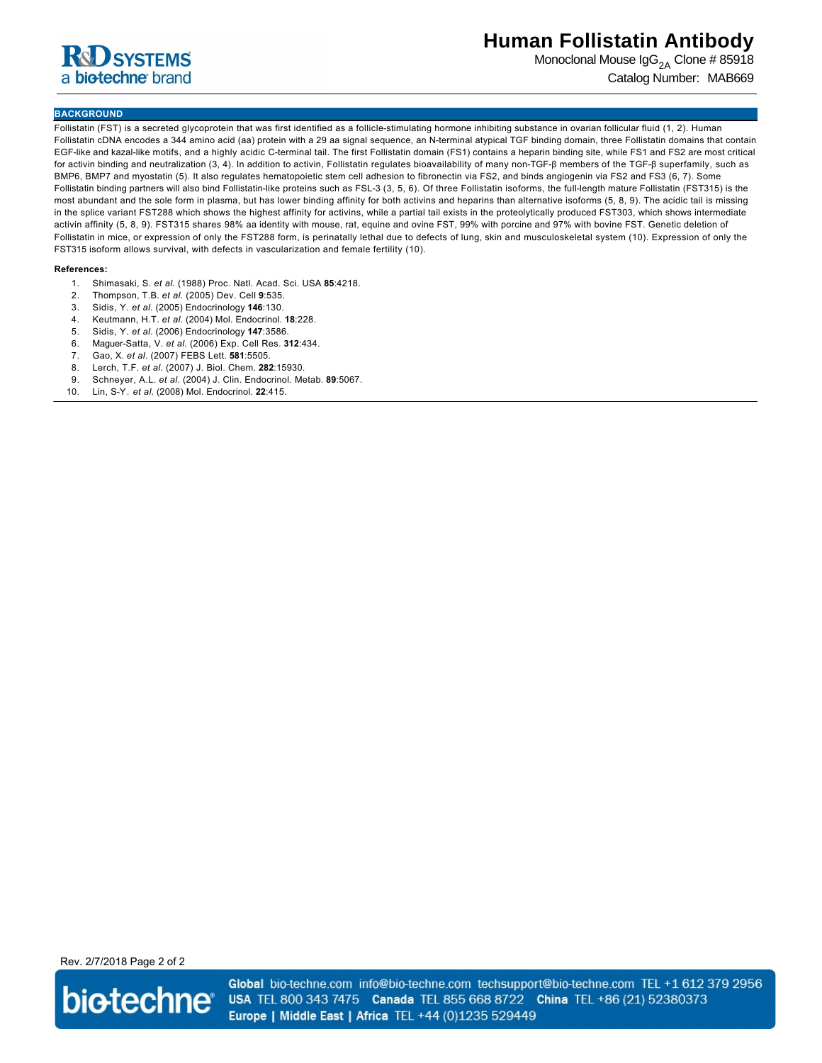# Human Follistatin Antibody

Monoclonal Mouse $IgG_{2A}$ Clone # 85918

Catalog Number: MAB669

## BACKGROUND

Follistatin (FST) is a secreted glycoprotein that was first identified as a follicle-stimulating hormone inhibiting substance in ovarian follicular fluid (1, 2). Human Follistatin cDNA encodes a 344 amino acid (aa) protein with a 29 aa signal sequence, an N-terminal atypical TGF binding domain, three Follistatin domains that contain EGF-like and kazal-like motifs, and a highly acidic C-terminal tail. The first Follistatin domain (FS1) contains a heparin binding site, while FS1 and FS2 are most critical for activin binding and neutralization (3, 4). In addition to activin, Follistatin regulates bioavailability of many non-TGF-β members of the TGF-β superfamily, such as BMP6, BMP7 and myostatin (5). It also regulates hematopoietic stem cell adhesion to fibronectin via FS2, and binds angiogenin via FS2 and FS3 (6, 7). Some Follistatin binding partners will also bind Follistatin-like proteins such as FSL-3 (3, 5, 6). Of three Follistatin isoforms, the full-length mature Follistatin (FST315) is the most abundant and the sole form in plasma, but has lower binding affinity for both activins and heparins than alternative isoforms (5, 8, 9). The acidic tail is missing in the splice variant FST288 which shows the highest affinity for activins, while a partial tail exists in the proteolytically produced FST303, which shows intermediate activin affinity (5, 8, 9). FST315 shares 98% aa identity with mouse, rat, equine and ovine FST, 99% with porcine and 97% with bovine FST. Genetic deletion of Follistatin in mice, or expression of only the FST288 form, is perinatally lethal due to defects of lung, skin and musculoskeletal system (10). Expression of only the FST315 isoform allows survival, with defects in vascularization and female fertility (10).

**References:**

1. Shimasaki, S. *et al.* (1988) Proc. Natl. Acad. Sci. USA **85**:4218.
2. Thompson, T.B. *et al.* (2005) Dev. Cell **9**:535.
3. Sidis, Y. *et al.* (2005) Endocrinology **146**:130.
4. Keutmann, H.T. *et al.* (2004) Mol. Endocrinol. **18**:228.
5. Sidis, Y. *et al.* (2006) Endocrinology **147**:3586.
6. Maguer-Satta, V. *et al.* (2006) Exp. Cell Res. **312**:434.
7. Gao, X. *et al.* (2007) FEBS Lett. **581**:5505.
8. Lerch, T.F. *et al.* (2007) J. Biol. Chem. **282**:15930.
9. Schneyer, A.L. *et al.* (2004) J. Clin. Endocrinol. Metab. **89**:5067.
10. Lin, S-Y. *et al.* (2008) Mol. Endocrinol. **22**:415.

Rev. 2/7/2018

**Global** bio-techne.com info@bio-techne.com techsupport@bio-techne.com TEL +1 612 379 2956 **USA** TEL 800 343 7475 **Canada** TEL 855 668 8722 **China** TEL +86 (21) 52380373 **Europe | Middle East | Africa** TEL +44 (0)1235 529449